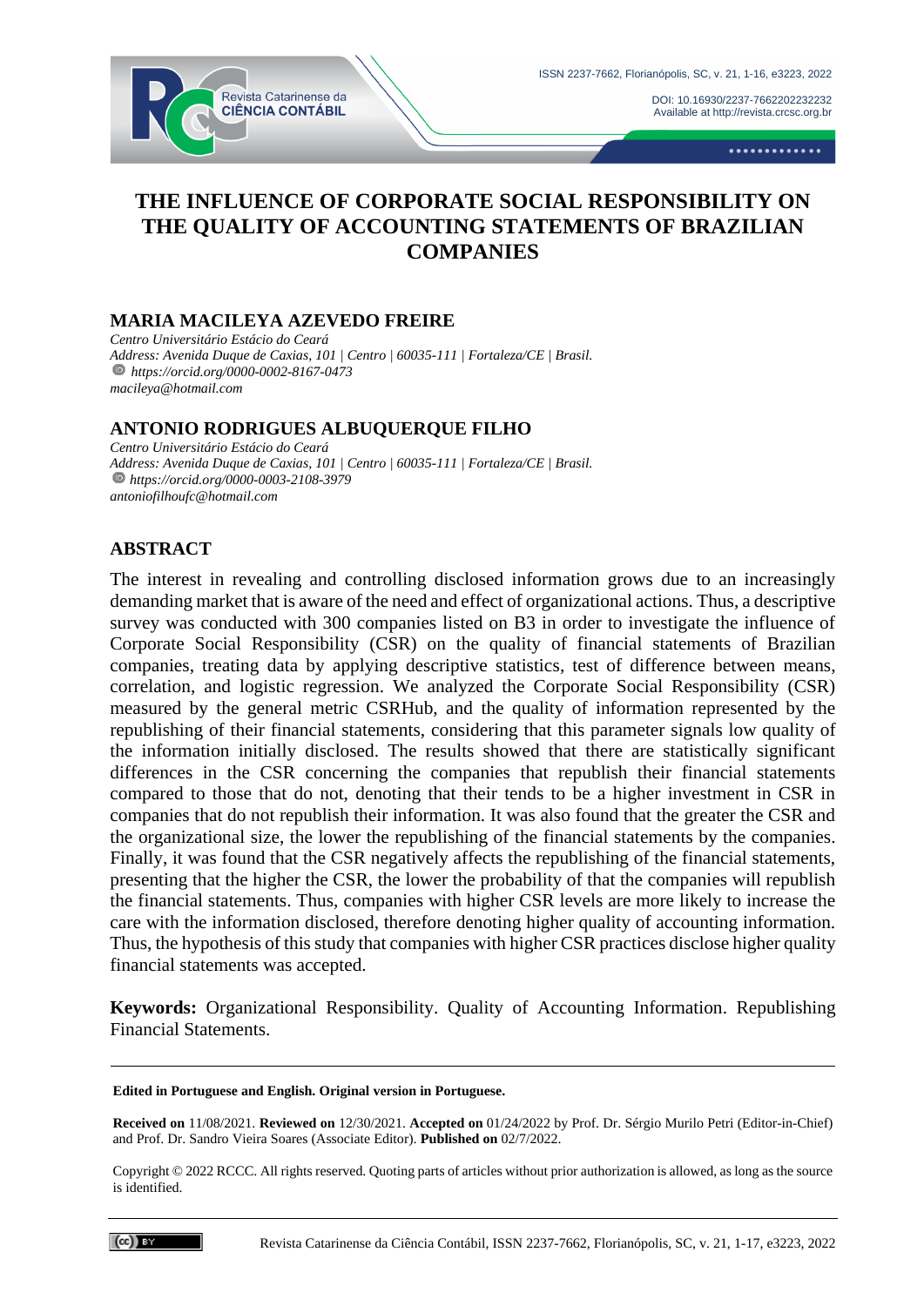# THE INFLUENCE OF CORPORATE SOCIAL RESPONSIBILITY ON THE QUALITY OF ACCOUNTING STATEMENTS OF BRAZILIAN COMPANIES

## MARIA MACILEYA AZEVEDO FREIRE

*Centro Universitário Estácio do Ceará*
*Address: Avenida Duque de Caxias, 101 | Centro | 60035-111 | Fortaleza/CE | Brasil.*
*https://orcid.org/0000-0002-8167-0473*
*macileya@hotmail.com*

## ANTONIO RODRIGUES ALBUQUERQUE FILHO

*Centro Universitário Estácio do Ceará*
*Address: Avenida Duque de Caxias, 101 | Centro | 60035-111 | Fortaleza/CE | Brasil.*
*https://orcid.org/0000-0003-2108-3979*
*antoniofilhoufc@hotmail.com*

## ABSTRACT

The interest in revealing and controlling disclosed information grows due to an increasingly demanding market that is aware of the need and effect of organizational actions. Thus, a descriptive survey was conducted with 300 companies listed on B3 in order to investigate the influence of Corporate Social Responsibility (CSR) on the quality of financial statements of Brazilian companies, treating data by applying descriptive statistics, test of difference between means, correlation, and logistic regression. We analyzed the Corporate Social Responsibility (CSR) measured by the general metric CSRHub, and the quality of information represented by the republishing of their financial statements, considering that this parameter signals low quality of the information initially disclosed. The results showed that there are statistically significant differences in the CSR concerning the companies that republish their financial statements compared to those that do not, denoting that their tends to be a higher investment in CSR in companies that do not republish their information. It was also found that the greater the CSR and the organizational size, the lower the republishing of the financial statements by the companies. Finally, it was found that the CSR negatively affects the republishing of the financial statements, presenting that the higher the CSR, the lower the probability of that the companies will republish the financial statements. Thus, companies with higher CSR levels are more likely to increase the care with the information disclosed, therefore denoting higher quality of accounting information. Thus, the hypothesis of this study that companies with higher CSR practices disclose higher quality financial statements was accepted.

**Keywords:** Organizational Responsibility. Quality of Accounting Information. Republishing Financial Statements.

---

**Edited in Portuguese and English. Original version in Portuguese.**

**Received on** 11/08/2021. **Reviewed on** 12/30/2021. **Accepted on** 01/24/2022 by Prof. Dr. Sérgio Murilo Petri (Editor-in-Chief) and Prof. Dr. Sandro Vieira Soares (Associate Editor). **Published on** 02/7/2022.

Copyright © 2022 RCCC. All rights reserved. Quoting parts of articles without prior authorization is allowed, as long as the source is identified.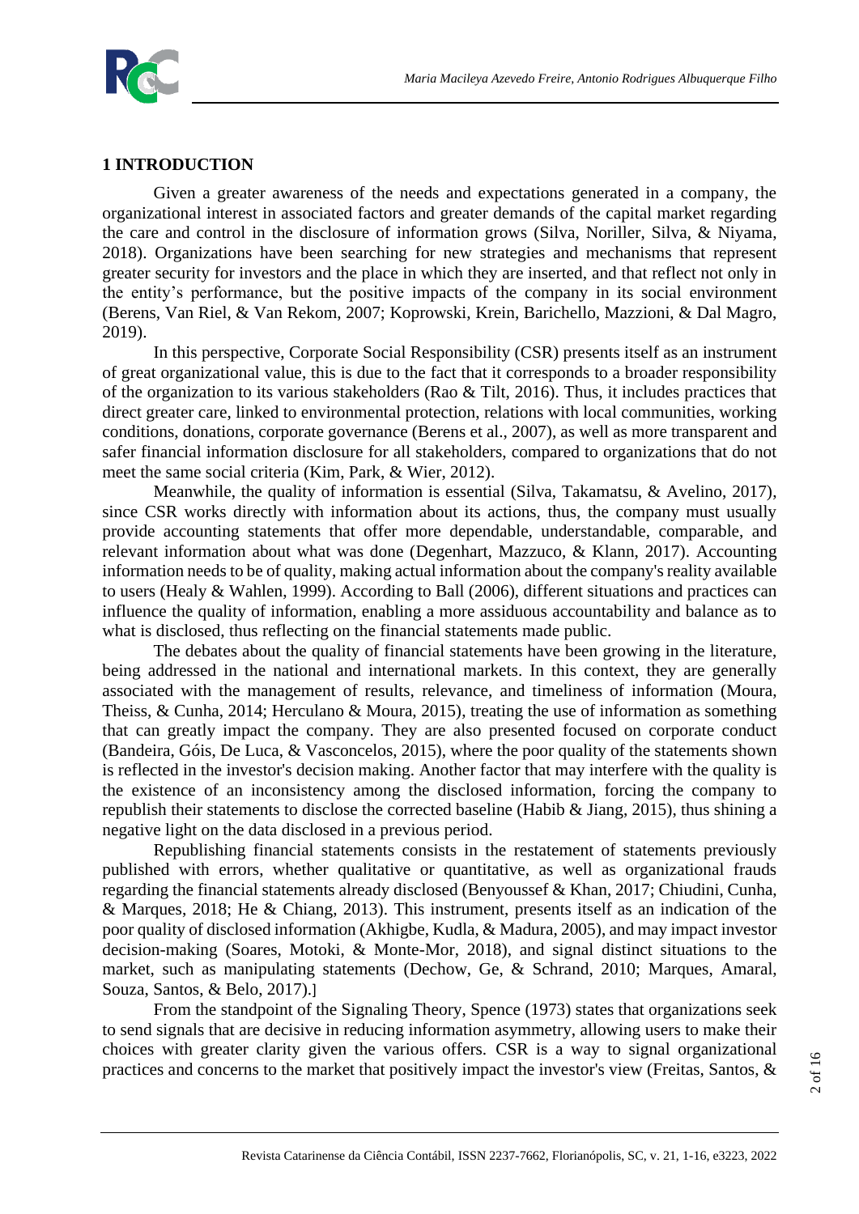# 1 INTRODUCTION

Given a greater awareness of the needs and expectations generated in a company, the organizational interest in associated factors and greater demands of the capital market regarding the care and control in the disclosure of information grows (Silva, Noriller, Silva, & Niyama, 2018). Organizations have been searching for new strategies and mechanisms that represent greater security for investors and the place in which they are inserted, and that reflect not only in the entity's performance, but the positive impacts of the company in its social environment (Berens, Van Riel, & Van Rekom, 2007; Koprowski, Krein, Barichello, Mazzioni, & Dal Magro, 2019).

In this perspective, Corporate Social Responsibility (CSR) presents itself as an instrument of great organizational value, this is due to the fact that it corresponds to a broader responsibility of the organization to its various stakeholders (Rao & Tilt, 2016). Thus, it includes practices that direct greater care, linked to environmental protection, relations with local communities, working conditions, donations, corporate governance (Berens et al., 2007), as well as more transparent and safer financial information disclosure for all stakeholders, compared to organizations that do not meet the same social criteria (Kim, Park, & Wier, 2012).

Meanwhile, the quality of information is essential (Silva, Takamatsu, & Avelino, 2017), since CSR works directly with information about its actions, thus, the company must usually provide accounting statements that offer more dependable, understandable, comparable, and relevant information about what was done (Degenhart, Mazzuco, & Klann, 2017). Accounting information needs to be of quality, making actual information about the company's reality available to users (Healy & Wahlen, 1999). According to Ball (2006), different situations and practices can influence the quality of information, enabling a more assiduous accountability and balance as to what is disclosed, thus reflecting on the financial statements made public.

The debates about the quality of financial statements have been growing in the literature, being addressed in the national and international markets. In this context, they are generally associated with the management of results, relevance, and timeliness of information (Moura, Theiss, & Cunha, 2014; Herculano & Moura, 2015), treating the use of information as something that can greatly impact the company. They are also presented focused on corporate conduct (Bandeira, Góis, De Luca, & Vasconcelos, 2015), where the poor quality of the statements shown is reflected in the investor's decision making. Another factor that may interfere with the quality is the existence of an inconsistency among the disclosed information, forcing the company to republish their statements to disclose the corrected baseline (Habib & Jiang, 2015), thus shining a negative light on the data disclosed in a previous period.

Republishing financial statements consists in the restatement of statements previously published with errors, whether qualitative or quantitative, as well as organizational frauds regarding the financial statements already disclosed (Benyoussef & Khan, 2017; Chiudini, Cunha, & Marques, 2018; He & Chiang, 2013). This instrument, presents itself as an indication of the poor quality of disclosed information (Akhigbe, Kudla, & Madura, 2005), and may impact investor decision-making (Soares, Motoki, & Monte-Mor, 2018), and signal distinct situations to the market, such as manipulating statements (Dechow, Ge, & Schrand, 2010; Marques, Amaral, Souza, Santos, & Belo, 2017).]

From the standpoint of the Signaling Theory, Spence (1973) states that organizations seek to send signals that are decisive in reducing information asymmetry, allowing users to make their choices with greater clarity given the various offers. CSR is a way to signal organizational practices and concerns to the market that positively impact the investor's view (Freitas, Santos, &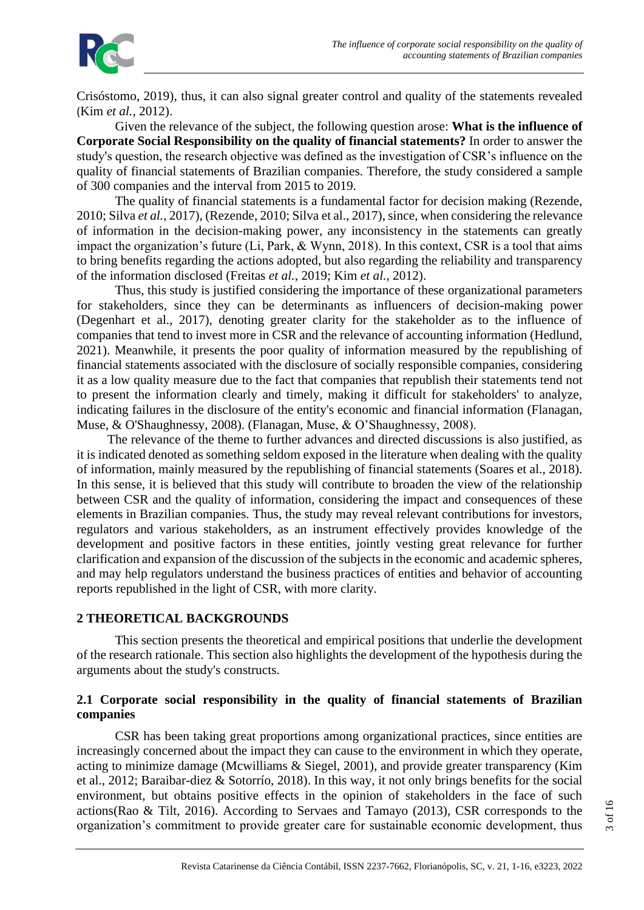Crisóstomo, 2019), thus, it can also signal greater control and quality of the statements revealed (Kim *et al.*, 2012).

Given the relevance of the subject, the following question arose: **What is the influence of Corporate Social Responsibility on the quality of financial statements?** In order to answer the study's question, the research objective was defined as the investigation of CSR's influence on the quality of financial statements of Brazilian companies. Therefore, the study considered a sample of 300 companies and the interval from 2015 to 2019.

The quality of financial statements is a fundamental factor for decision making (Rezende, 2010; Silva *et al.*, 2017), (Rezende, 2010; Silva et al., 2017), since, when considering the relevance of information in the decision-making power, any inconsistency in the statements can greatly impact the organization's future (Li, Park, & Wynn, 2018). In this context, CSR is a tool that aims to bring benefits regarding the actions adopted, but also regarding the reliability and transparency of the information disclosed (Freitas *et al.*, 2019; Kim *et al.*, 2012).

Thus, this study is justified considering the importance of these organizational parameters for stakeholders, since they can be determinants as influencers of decision-making power (Degenhart et al., 2017), denoting greater clarity for the stakeholder as to the influence of companies that tend to invest more in CSR and the relevance of accounting information (Hedlund, 2021). Meanwhile, it presents the poor quality of information measured by the republishing of financial statements associated with the disclosure of socially responsible companies, considering it as a low quality measure due to the fact that companies that republish their statements tend not to present the information clearly and timely, making it difficult for stakeholders' to analyze, indicating failures in the disclosure of the entity's economic and financial information (Flanagan, Muse, & O'Shaughnessy, 2008). (Flanagan, Muse, & O'Shaughnessy, 2008).

The relevance of the theme to further advances and directed discussions is also justified, as it is indicated denoted as something seldom exposed in the literature when dealing with the quality of information, mainly measured by the republishing of financial statements (Soares et al., 2018). In this sense, it is believed that this study will contribute to broaden the view of the relationship between CSR and the quality of information, considering the impact and consequences of these elements in Brazilian companies. Thus, the study may reveal relevant contributions for investors, regulators and various stakeholders, as an instrument effectively provides knowledge of the development and positive factors in these entities, jointly vesting great relevance for further clarification and expansion of the discussion of the subjects in the economic and academic spheres, and may help regulators understand the business practices of entities and behavior of accounting reports republished in the light of CSR, with more clarity.

## 2 THEORETICAL BACKGROUNDS

This section presents the theoretical and empirical positions that underlie the development of the research rationale. This section also highlights the development of the hypothesis during the arguments about the study's constructs.

### 2.1 Corporate social responsibility in the quality of financial statements of Brazilian companies

CSR has been taking great proportions among organizational practices, since entities are increasingly concerned about the impact they can cause to the environment in which they operate, acting to minimize damage (Mcwilliams & Siegel, 2001), and provide greater transparency (Kim et al., 2012; Baraibar-diez & Sotorrío, 2018). In this way, it not only brings benefits for the social environment, but obtains positive effects in the opinion of stakeholders in the face of such actions(Rao & Tilt, 2016). According to Servaes and Tamayo (2013), CSR corresponds to the organization's commitment to provide greater care for sustainable economic development, thus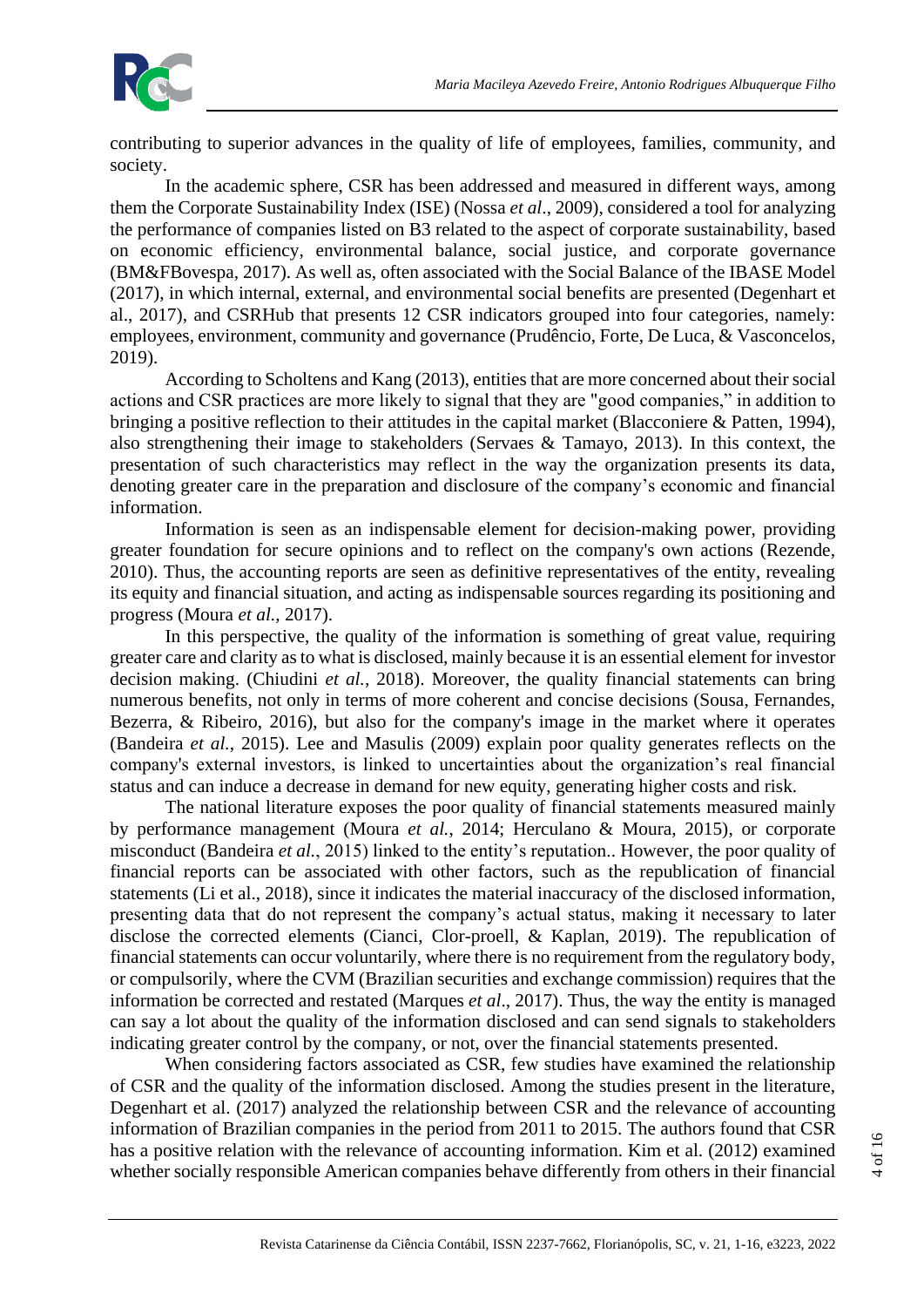contributing to superior advances in the quality of life of employees, families, community, and society.

In the academic sphere, CSR has been addressed and measured in different ways, among them the Corporate Sustainability Index (ISE) (Nossa *et al*., 2009), considered a tool for analyzing the performance of companies listed on B3 related to the aspect of corporate sustainability, based on economic efficiency, environmental balance, social justice, and corporate governance (BM&FBovespa, 2017). As well as, often associated with the Social Balance of the IBASE Model (2017), in which internal, external, and environmental social benefits are presented (Degenhart et al., 2017), and CSRHub that presents 12 CSR indicators grouped into four categories, namely: employees, environment, community and governance (Prudêncio, Forte, De Luca, & Vasconcelos, 2019).

According to Scholtens and Kang (2013), entities that are more concerned about their social actions and CSR practices are more likely to signal that they are "good companies," in addition to bringing a positive reflection to their attitudes in the capital market (Blacconiere & Patten, 1994), also strengthening their image to stakeholders (Servaes & Tamayo, 2013). In this context, the presentation of such characteristics may reflect in the way the organization presents its data, denoting greater care in the preparation and disclosure of the company's economic and financial information.

Information is seen as an indispensable element for decision-making power, providing greater foundation for secure opinions and to reflect on the company's own actions (Rezende, 2010). Thus, the accounting reports are seen as definitive representatives of the entity, revealing its equity and financial situation, and acting as indispensable sources regarding its positioning and progress (Moura *et al.*, 2017).

In this perspective, the quality of the information is something of great value, requiring greater care and clarity as to what is disclosed, mainly because it is an essential element for investor decision making. (Chiudini *et al.*, 2018). Moreover, the quality financial statements can bring numerous benefits, not only in terms of more coherent and concise decisions (Sousa, Fernandes, Bezerra, & Ribeiro, 2016), but also for the company's image in the market where it operates (Bandeira *et al.*, 2015). Lee and Masulis (2009) explain poor quality generates reflects on the company's external investors, is linked to uncertainties about the organization's real financial status and can induce a decrease in demand for new equity, generating higher costs and risk.

The national literature exposes the poor quality of financial statements measured mainly by performance management (Moura *et al.*, 2014; Herculano & Moura, 2015), or corporate misconduct (Bandeira *et al.*, 2015) linked to the entity's reputation.. However, the poor quality of financial reports can be associated with other factors, such as the republication of financial statements (Li et al., 2018), since it indicates the material inaccuracy of the disclosed information, presenting data that do not represent the company's actual status, making it necessary to later disclose the corrected elements (Cianci, Clor-proell, & Kaplan, 2019). The republication of financial statements can occur voluntarily, where there is no requirement from the regulatory body, or compulsorily, where the CVM (Brazilian securities and exchange commission) requires that the information be corrected and restated (Marques *et al*., 2017). Thus, the way the entity is managed can say a lot about the quality of the information disclosed and can send signals to stakeholders indicating greater control by the company, or not, over the financial statements presented.

When considering factors associated as CSR, few studies have examined the relationship of CSR and the quality of the information disclosed. Among the studies present in the literature, Degenhart et al. (2017) analyzed the relationship between CSR and the relevance of accounting information of Brazilian companies in the period from 2011 to 2015. The authors found that CSR has a positive relation with the relevance of accounting information. Kim et al. (2012) examined whether socially responsible American companies behave differently from others in their financial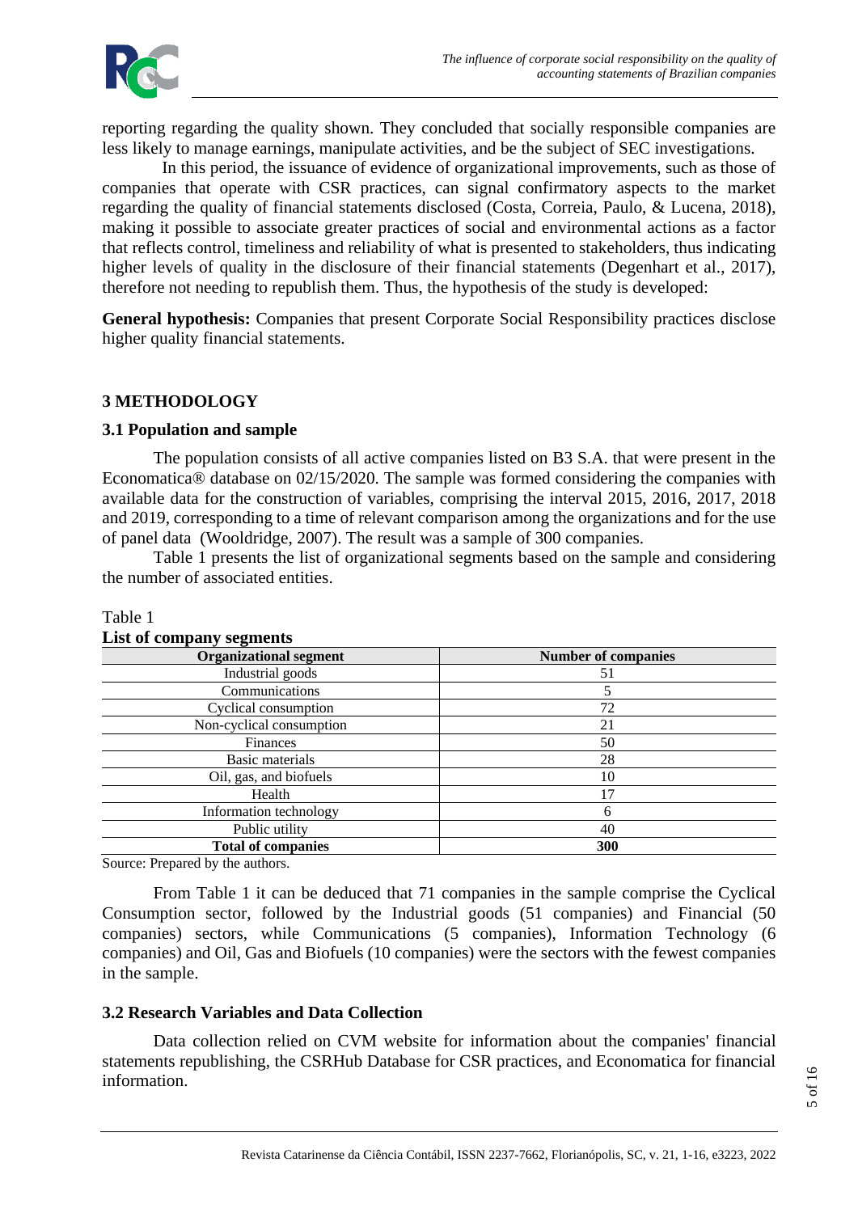reporting regarding the quality shown. They concluded that socially responsible companies are less likely to manage earnings, manipulate activities, and be the subject of SEC investigations.

In this period, the issuance of evidence of organizational improvements, such as those of companies that operate with CSR practices, can signal confirmatory aspects to the market regarding the quality of financial statements disclosed (Costa, Correia, Paulo, & Lucena, 2018), making it possible to associate greater practices of social and environmental actions as a factor that reflects control, timeliness and reliability of what is presented to stakeholders, thus indicating higher levels of quality in the disclosure of their financial statements (Degenhart et al., 2017), therefore not needing to republish them. Thus, the hypothesis of the study is developed:

**General hypothesis:** Companies that present Corporate Social Responsibility practices disclose higher quality financial statements.

## 3 METHODOLOGY

### 3.1 Population and sample

The population consists of all active companies listed on B3 S.A. that were present in the Economatica® database on 02/15/2020. The sample was formed considering the companies with available data for the construction of variables, comprising the interval 2015, 2016, 2017, 2018 and 2019, corresponding to a time of relevant comparison among the organizations and for the use of panel data (Wooldridge, 2007). The result was a sample of 300 companies.

Table 1 presents the list of organizational segments based on the sample and considering the number of associated entities.

Table 1
**List of company segments**

| Organizational segment | Number of companies |
|---|---|
| Industrial goods | 51 |
| Communications | 5 |
| Cyclical consumption | 72 |
| Non-cyclical consumption | 21 |
| Finances | 50 |
| Basic materials | 28 |
| Oil, gas, and biofuels | 10 |
| Health | 17 |
| Information technology | 6 |
| Public utility | 40 |
| **Total of companies** | **300** |

Source: Prepared by the authors.

From Table 1 it can be deduced that 71 companies in the sample comprise the Cyclical Consumption sector, followed by the Industrial goods (51 companies) and Financial (50 companies) sectors, while Communications (5 companies), Information Technology (6 companies) and Oil, Gas and Biofuels (10 companies) were the sectors with the fewest companies in the sample.

### 3.2 Research Variables and Data Collection

Data collection relied on CVM website for information about the companies' financial statements republishing, the CSRHub Database for CSR practices, and Economatica for financial information.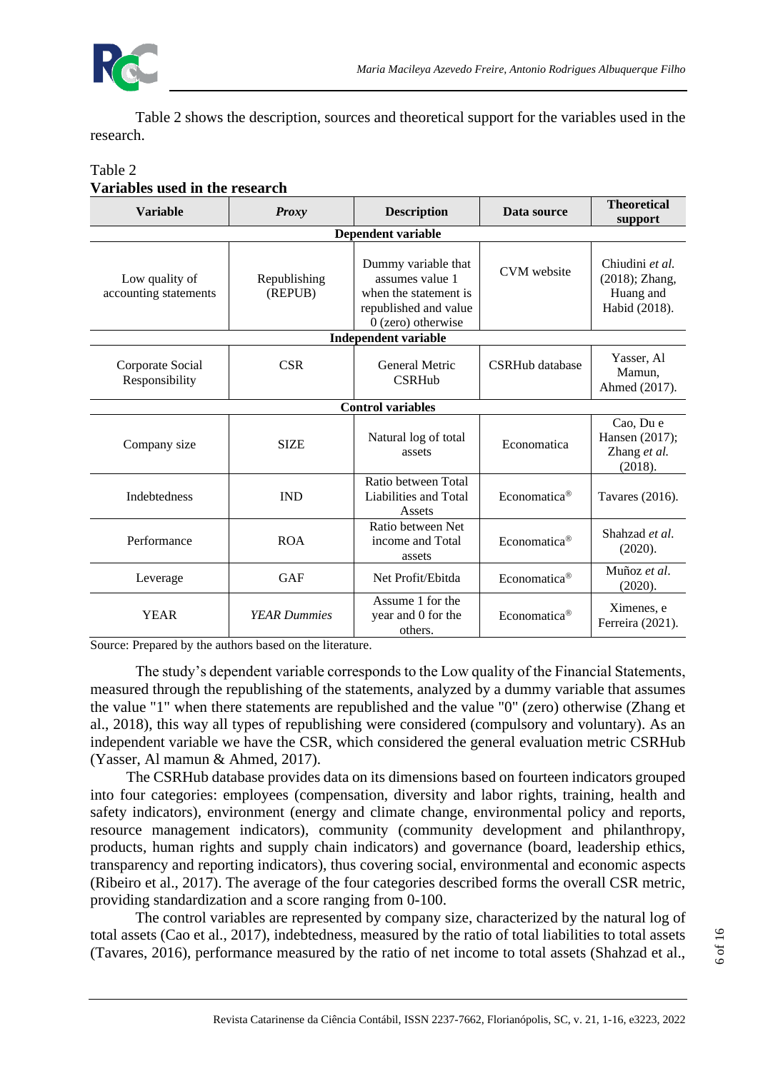Table 2 shows the description, sources and theoretical support for the variables used in the research.

Table 2
**Variables used in the research**

| Variable | *Proxy* | Description | Data source | Theoretical support |
|---|---|---|---|---|
| **Dependent variable** | | | | |
| Low quality of accounting statements | Republishing (REPUB) | Dummy variable that assumes value 1 when the statement is republished and value 0 (zero) otherwise | CVM website | Chiudini *et al.* (2018); Zhang, Huang and Habid (2018). |
| **Independent variable** | | | | |
| Corporate Social Responsibility | CSR | General Metric CSRHub | CSRHub database | Yasser, Al Mamun, Ahmed (2017). |
| **Control variables** | | | | |
| Company size | SIZE | Natural log of total assets | Economatica | Cao, Du e Hansen (2017); Zhang *et al.* (2018). |
| Indebtedness | IND | Ratio between Total Liabilities and Total Assets | Economatica® | Tavares (2016). |
| Performance | ROA | Ratio between Net income and Total assets | Economatica® | Shahzad *et al.* (2020). |
| Leverage | GAF | Net Profit/Ebitda | Economatica® | Muñoz *et al.* (2020). |
| YEAR | *YEAR Dummies* | Assume 1 for the year and 0 for the others. | Economatica® | Ximenes, e Ferreira (2021). |

Source: Prepared by the authors based on the literature.

The study's dependent variable corresponds to the Low quality of the Financial Statements, measured through the republishing of the statements, analyzed by a dummy variable that assumes the value "1" when there statements are republished and the value "0" (zero) otherwise (Zhang et al., 2018), this way all types of republishing were considered (compulsory and voluntary). As an independent variable we have the CSR, which considered the general evaluation metric CSRHub (Yasser, Al mamun & Ahmed, 2017).

The CSRHub database provides data on its dimensions based on fourteen indicators grouped into four categories: employees (compensation, diversity and labor rights, training, health and safety indicators), environment (energy and climate change, environmental policy and reports, resource management indicators), community (community development and philanthropy, products, human rights and supply chain indicators) and governance (board, leadership ethics, transparency and reporting indicators), thus covering social, environmental and economic aspects (Ribeiro et al., 2017). The average of the four categories described forms the overall CSR metric, providing standardization and a score ranging from 0-100.

The control variables are represented by company size, characterized by the natural log of total assets (Cao et al., 2017), indebtedness, measured by the ratio of total liabilities to total assets (Tavares, 2016), performance measured by the ratio of net income to total assets (Shahzad et al.,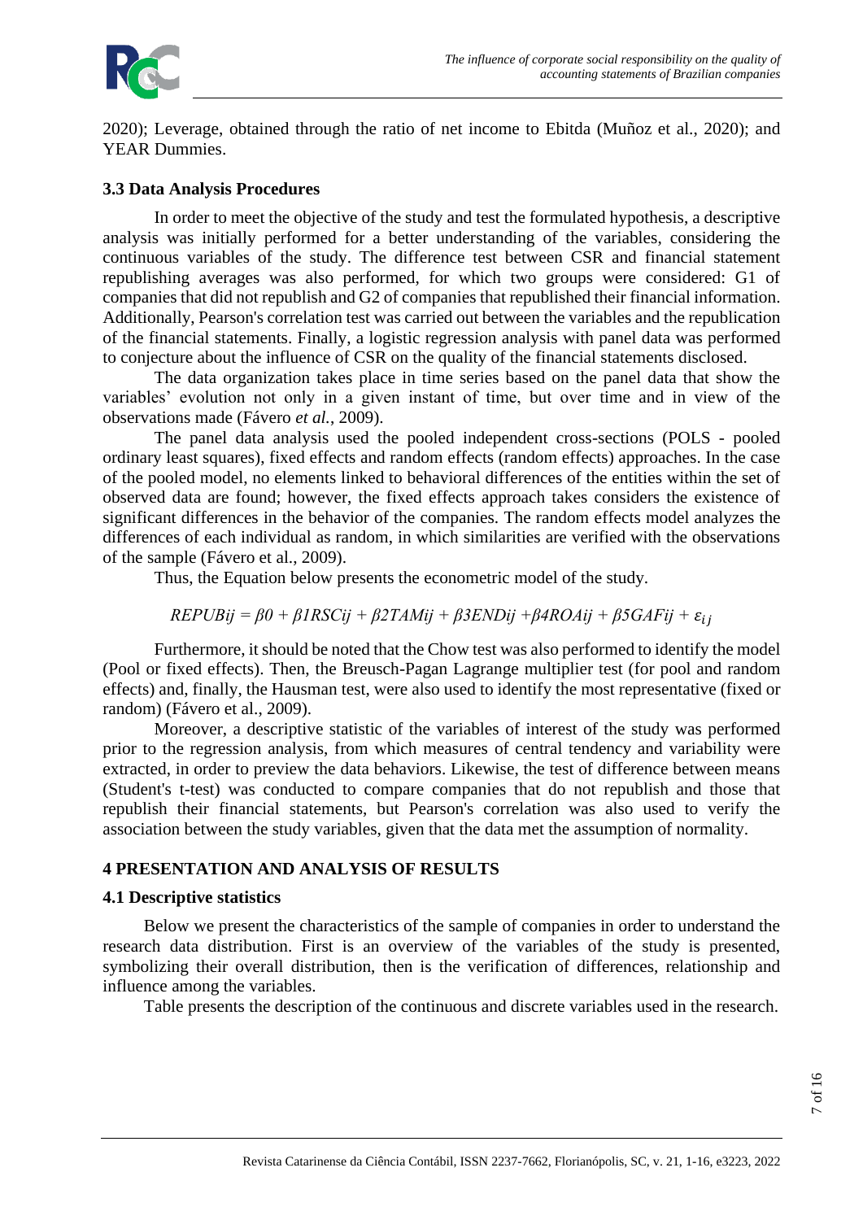2020); Leverage, obtained through the ratio of net income to Ebitda (Muñoz et al., 2020); and YEAR Dummies.

### 3.3 Data Analysis Procedures

In order to meet the objective of the study and test the formulated hypothesis, a descriptive analysis was initially performed for a better understanding of the variables, considering the continuous variables of the study. The difference test between CSR and financial statement republishing averages was also performed, for which two groups were considered: G1 of companies that did not republish and G2 of companies that republished their financial information. Additionally, Pearson's correlation test was carried out between the variables and the republication of the financial statements. Finally, a logistic regression analysis with panel data was performed to conjecture about the influence of CSR on the quality of the financial statements disclosed.

The data organization takes place in time series based on the panel data that show the variables' evolution not only in a given instant of time, but over time and in view of the observations made (Fávero *et al.*, 2009).

The panel data analysis used the pooled independent cross-sections (POLS - pooled ordinary least squares), fixed effects and random effects (random effects) approaches. In the case of the pooled model, no elements linked to behavioral differences of the entities within the set of observed data are found; however, the fixed effects approach takes considers the existence of significant differences in the behavior of the companies. The random effects model analyzes the differences of each individual as random, in which similarities are verified with the observations of the sample (Fávero et al., 2009).

Thus, the Equation below presents the econometric model of the study.

$$REPUBij = \beta 0 + \beta 1RSCij + \beta 2TAMij + \beta 3ENDij + \beta 4ROAij + \beta 5GAFij + \varepsilon_{ij}$$

Furthermore, it should be noted that the Chow test was also performed to identify the model (Pool or fixed effects). Then, the Breusch-Pagan Lagrange multiplier test (for pool and random effects) and, finally, the Hausman test, were also used to identify the most representative (fixed or random) (Fávero et al., 2009).

Moreover, a descriptive statistic of the variables of interest of the study was performed prior to the regression analysis, from which measures of central tendency and variability were extracted, in order to preview the data behaviors. Likewise, the test of difference between means (Student's t-test) was conducted to compare companies that do not republish and those that republish their financial statements, but Pearson's correlation was also used to verify the association between the study variables, given that the data met the assumption of normality.

## 4 PRESENTATION AND ANALYSIS OF RESULTS

### 4.1 Descriptive statistics

Below we present the characteristics of the sample of companies in order to understand the research data distribution. First is an overview of the variables of the study is presented, symbolizing their overall distribution, then is the verification of differences, relationship and influence among the variables.

Table presents the description of the continuous and discrete variables used in the research.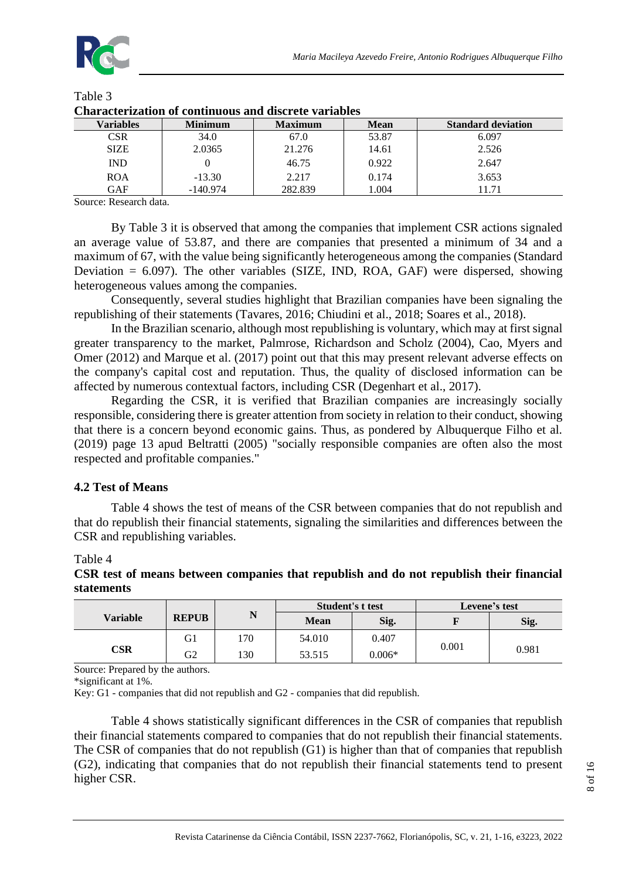Table 3

**Characterization of continuous and discrete variables**

| Variables | Minimum | Maximum | Mean | Standard deviation |
|---|---|---|---|---|
| CSR | 34.0 | 67.0 | 53.87 | 6.097 |
| SIZE | 2.0365 | 21.276 | 14.61 | 2.526 |
| IND | 0 | 46.75 | 0.922 | 2.647 |
| ROA | -13.30 | 2.217 | 0.174 | 3.653 |
| GAF | -140.974 | 282.839 | 1.004 | 11.71 |

Source: Research data.

By Table 3 it is observed that among the companies that implement CSR actions signaled an average value of 53.87, and there are companies that presented a minimum of 34 and a maximum of 67, with the value being significantly heterogeneous among the companies (Standard Deviation = 6.097). The other variables (SIZE, IND, ROA, GAF) were dispersed, showing heterogeneous values among the companies.

Consequently, several studies highlight that Brazilian companies have been signaling the republishing of their statements (Tavares, 2016; Chiudini et al., 2018; Soares et al., 2018).

In the Brazilian scenario, although most republishing is voluntary, which may at first signal greater transparency to the market, Palmrose, Richardson and Scholz (2004), Cao, Myers and Omer (2012) and Marque et al. (2017) point out that this may present relevant adverse effects on the company's capital cost and reputation. Thus, the quality of disclosed information can be affected by numerous contextual factors, including CSR (Degenhart et al., 2017).

Regarding the CSR, it is verified that Brazilian companies are increasingly socially responsible, considering there is greater attention from society in relation to their conduct, showing that there is a concern beyond economic gains. Thus, as pondered by Albuquerque Filho et al. (2019) page 13 apud Beltratti (2005) "socially responsible companies are often also the most respected and profitable companies."

### 4.2 Test of Means

Table 4 shows the test of means of the CSR between companies that do not republish and that do republish their financial statements, signaling the similarities and differences between the CSR and republishing variables.

Table 4

**CSR test of means between companies that republish and do not republish their financial statements**

| Variable | REPUB | N | Student's t test | | Levene's test | |
|---|---|---|---|---|---|---|
| | | | Mean | Sig. | F | Sig. |
| CSR | G1 | 170 | 54.010 | 0.407 | 0.001 | 0.981 |
| | G2 | 130 | 53.515 | 0.006* | | |

Source: Prepared by the authors.

*significant at 1%.

Key: G1 - companies that did not republish and G2 - companies that did republish.

Table 4 shows statistically significant differences in the CSR of companies that republish their financial statements compared to companies that do not republish their financial statements. The CSR of companies that do not republish (G1) is higher than that of companies that republish (G2), indicating that companies that do not republish their financial statements tend to present higher CSR.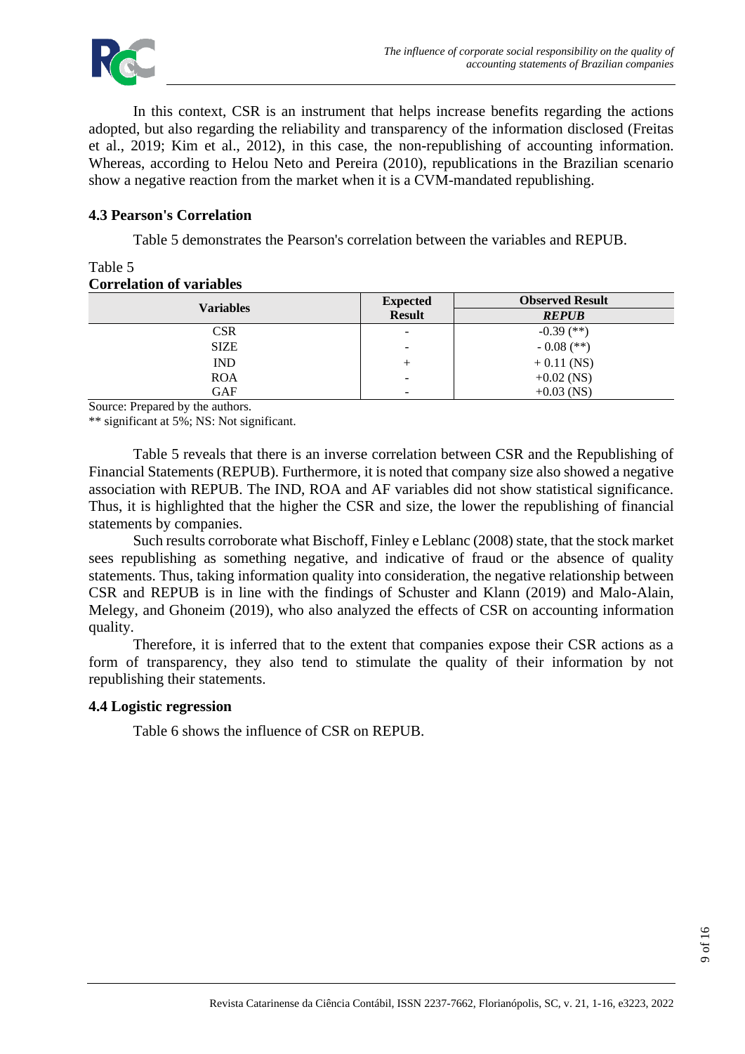In this context, CSR is an instrument that helps increase benefits regarding the actions adopted, but also regarding the reliability and transparency of the information disclosed (Freitas et al., 2019; Kim et al., 2012), in this case, the non-republishing of accounting information. Whereas, according to Helou Neto and Pereira (2010), republications in the Brazilian scenario show a negative reaction from the market when it is a CVM-mandated republishing.

### 4.3 Pearson's Correlation

Table 5 demonstrates the Pearson's correlation between the variables and REPUB.

Table 5
**Correlation of variables**

| **Variables** | **Expected Result** | **Observed Result** |
|---|---|---|
| | | ***REPUB*** |
| CSR | - | -0.39 (**) |
| SIZE | - | - 0.08 (**) |
| IND | + | + 0.11 (NS) |
| ROA | - | +0.02 (NS) |
| GAF | - | +0.03 (NS) |

Source: Prepared by the authors.
** significant at 5%; NS: Not significant.

Table 5 reveals that there is an inverse correlation between CSR and the Republishing of Financial Statements (REPUB). Furthermore, it is noted that company size also showed a negative association with REPUB. The IND, ROA and AF variables did not show statistical significance. Thus, it is highlighted that the higher the CSR and size, the lower the republishing of financial statements by companies.

Such results corroborate what Bischoff, Finley e Leblanc (2008) state, that the stock market sees republishing as something negative, and indicative of fraud or the absence of quality statements. Thus, taking information quality into consideration, the negative relationship between CSR and REPUB is in line with the findings of Schuster and Klann (2019) and Malo-Alain, Melegy, and Ghoneim (2019), who also analyzed the effects of CSR on accounting information quality.

Therefore, it is inferred that to the extent that companies expose their CSR actions as a form of transparency, they also tend to stimulate the quality of their information by not republishing their statements.

### 4.4 Logistic regression

Table 6 shows the influence of CSR on REPUB.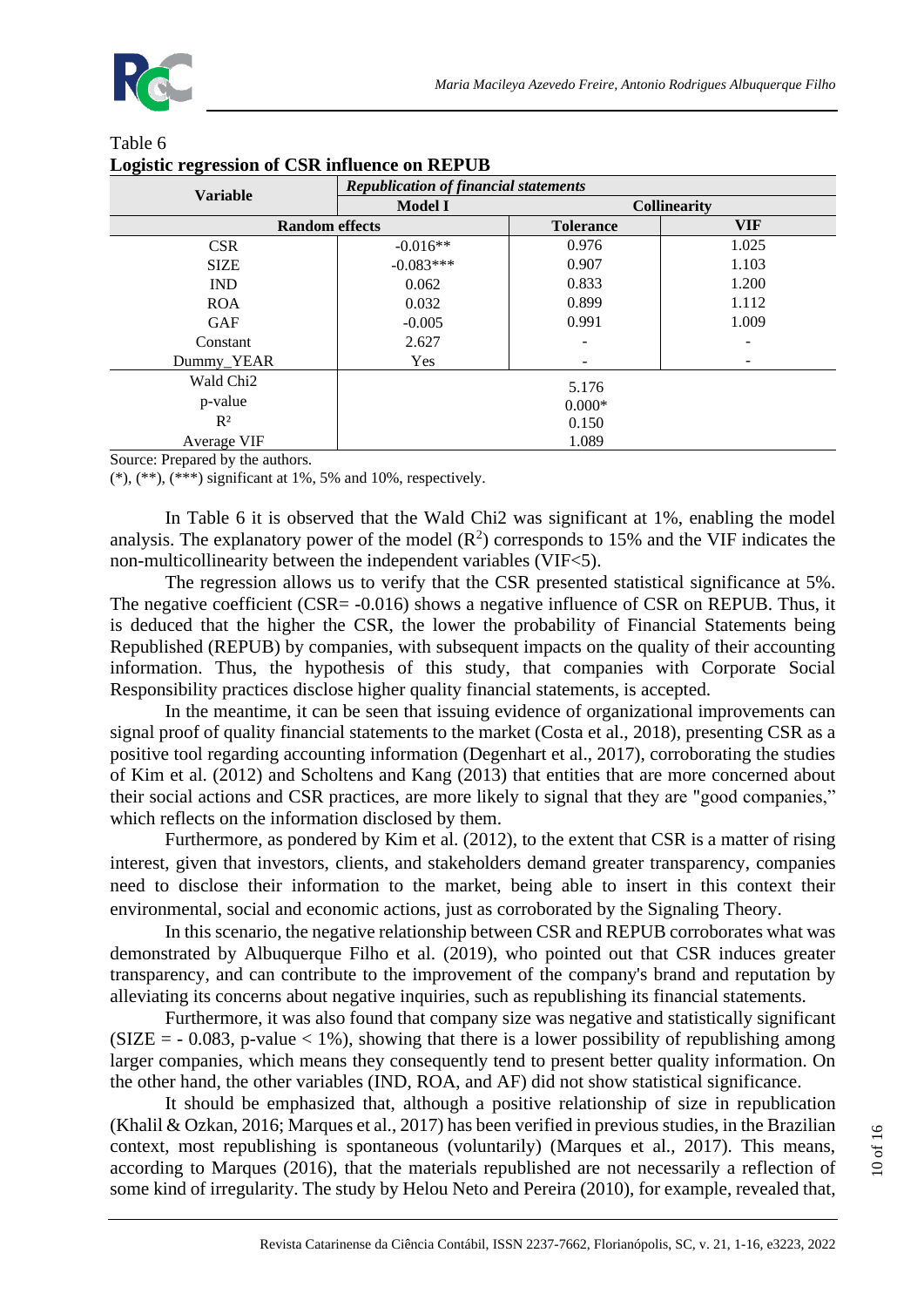Table 6

**Logistic regression of CSR influence on REPUB**

| Variable | *Republication of financial statements* | | |
|---|---|---|---|
| | **Model I** | **Collinearity** | |
| **Random effects** | | **Tolerance** | **VIF** |
| CSR | -0.016** | 0.976 | 1.025 |
| SIZE | -0.083*** | 0.907 | 1.103 |
| IND | 0.062 | 0.833 | 1.200 |
| ROA | 0.032 | 0.899 | 1.112 |
| GAF | -0.005 | 0.991 | 1.009 |
| Constant | 2.627 | - | - |
| Dummy_YEAR | Yes | - | - |
| Wald Chi2 | 5.176 | | |
| p-value | 0.000* | | |
| $R^2$ | 0.150 | | |
| Average VIF | 1.089 | | |

Source: Prepared by the authors.
(*), (**), (***) significant at 1%, 5% and 10%, respectively.

In Table 6 it is observed that the Wald Chi2 was significant at 1%, enabling the model analysis. The explanatory power of the model ($R^2$) corresponds to 15% and the VIF indicates the non-multicollinearity between the independent variables (VIF<5).

The regression allows us to verify that the CSR presented statistical significance at 5%. The negative coefficient (CSR= -0.016) shows a negative influence of CSR on REPUB. Thus, it is deduced that the higher the CSR, the lower the probability of Financial Statements being Republished (REPUB) by companies, with subsequent impacts on the quality of their accounting information. Thus, the hypothesis of this study, that companies with Corporate Social Responsibility practices disclose higher quality financial statements, is accepted.

In the meantime, it can be seen that issuing evidence of organizational improvements can signal proof of quality financial statements to the market (Costa et al., 2018), presenting CSR as a positive tool regarding accounting information (Degenhart et al., 2017), corroborating the studies of Kim et al. (2012) and Scholtens and Kang (2013) that entities that are more concerned about their social actions and CSR practices, are more likely to signal that they are "good companies," which reflects on the information disclosed by them.

Furthermore, as pondered by Kim et al. (2012), to the extent that CSR is a matter of rising interest, given that investors, clients, and stakeholders demand greater transparency, companies need to disclose their information to the market, being able to insert in this context their environmental, social and economic actions, just as corroborated by the Signaling Theory.

In this scenario, the negative relationship between CSR and REPUB corroborates what was demonstrated by Albuquerque Filho et al. (2019), who pointed out that CSR induces greater transparency, and can contribute to the improvement of the company's brand and reputation by alleviating its concerns about negative inquiries, such as republishing its financial statements.

Furthermore, it was also found that company size was negative and statistically significant (SIZE = - 0.083, p-value < 1%), showing that there is a lower possibility of republishing among larger companies, which means they consequently tend to present better quality information. On the other hand, the other variables (IND, ROA, and AF) did not show statistical significance.

It should be emphasized that, although a positive relationship of size in republication (Khalil & Ozkan, 2016; Marques et al., 2017) has been verified in previous studies, in the Brazilian context, most republishing is spontaneous (voluntarily) (Marques et al., 2017). This means, according to Marques (2016), that the materials republished are not necessarily a reflection of some kind of irregularity. The study by Helou Neto and Pereira (2010), for example, revealed that,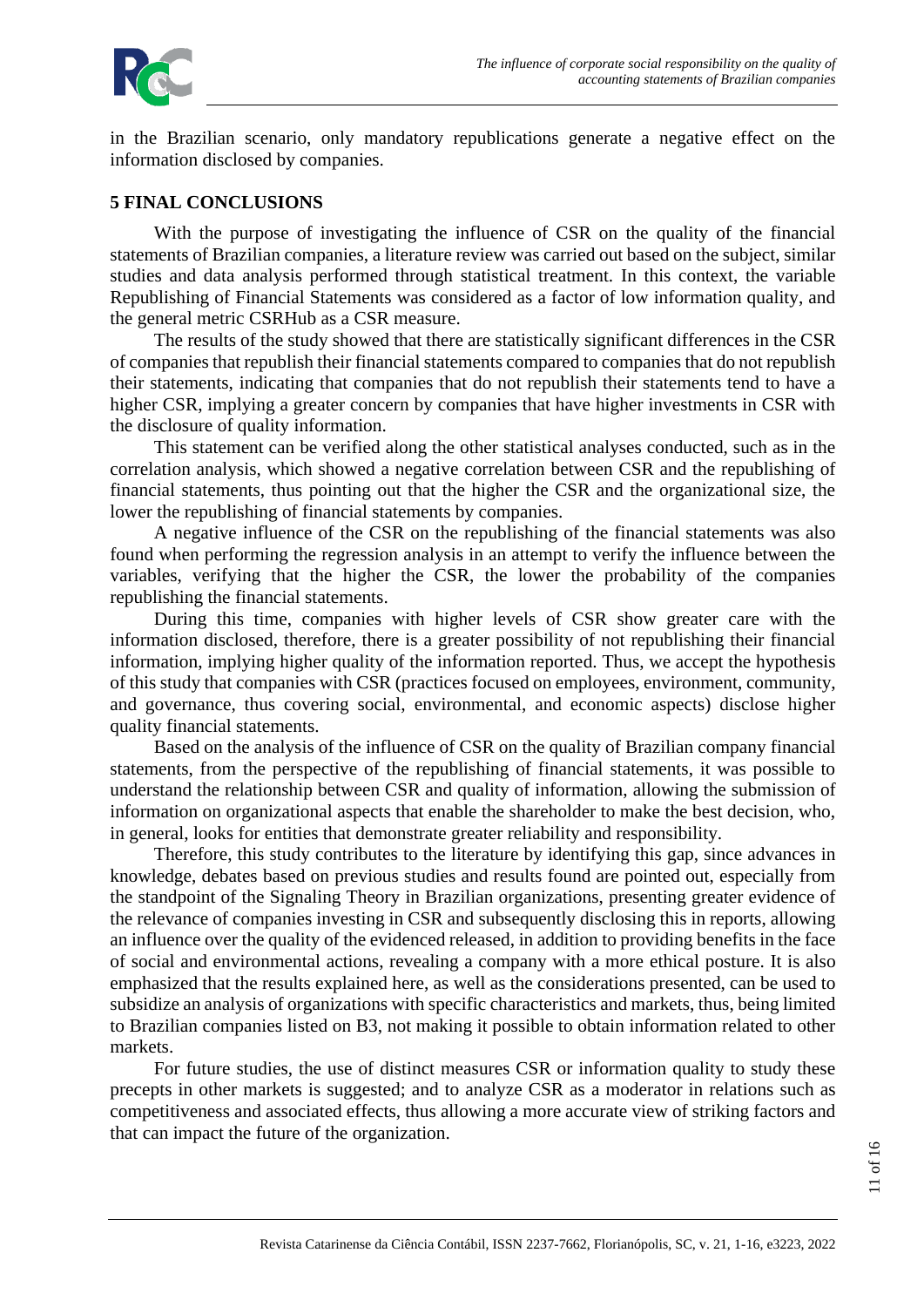in the Brazilian scenario, only mandatory republications generate a negative effect on the information disclosed by companies.

## 5 FINAL CONCLUSIONS

With the purpose of investigating the influence of CSR on the quality of the financial statements of Brazilian companies, a literature review was carried out based on the subject, similar studies and data analysis performed through statistical treatment. In this context, the variable Republishing of Financial Statements was considered as a factor of low information quality, and the general metric CSRHub as a CSR measure.

The results of the study showed that there are statistically significant differences in the CSR of companies that republish their financial statements compared to companies that do not republish their statements, indicating that companies that do not republish their statements tend to have a higher CSR, implying a greater concern by companies that have higher investments in CSR with the disclosure of quality information.

This statement can be verified along the other statistical analyses conducted, such as in the correlation analysis, which showed a negative correlation between CSR and the republishing of financial statements, thus pointing out that the higher the CSR and the organizational size, the lower the republishing of financial statements by companies.

A negative influence of the CSR on the republishing of the financial statements was also found when performing the regression analysis in an attempt to verify the influence between the variables, verifying that the higher the CSR, the lower the probability of the companies republishing the financial statements.

During this time, companies with higher levels of CSR show greater care with the information disclosed, therefore, there is a greater possibility of not republishing their financial information, implying higher quality of the information reported. Thus, we accept the hypothesis of this study that companies with CSR (practices focused on employees, environment, community, and governance, thus covering social, environmental, and economic aspects) disclose higher quality financial statements.

Based on the analysis of the influence of CSR on the quality of Brazilian company financial statements, from the perspective of the republishing of financial statements, it was possible to understand the relationship between CSR and quality of information, allowing the submission of information on organizational aspects that enable the shareholder to make the best decision, who, in general, looks for entities that demonstrate greater reliability and responsibility.

Therefore, this study contributes to the literature by identifying this gap, since advances in knowledge, debates based on previous studies and results found are pointed out, especially from the standpoint of the Signaling Theory in Brazilian organizations, presenting greater evidence of the relevance of companies investing in CSR and subsequently disclosing this in reports, allowing an influence over the quality of the evidenced released, in addition to providing benefits in the face of social and environmental actions, revealing a company with a more ethical posture. It is also emphasized that the results explained here, as well as the considerations presented, can be used to subsidize an analysis of organizations with specific characteristics and markets, thus, being limited to Brazilian companies listed on B3, not making it possible to obtain information related to other markets.

For future studies, the use of distinct measures CSR or information quality to study these precepts in other markets is suggested; and to analyze CSR as a moderator in relations such as competitiveness and associated effects, thus allowing a more accurate view of striking factors and that can impact the future of the organization.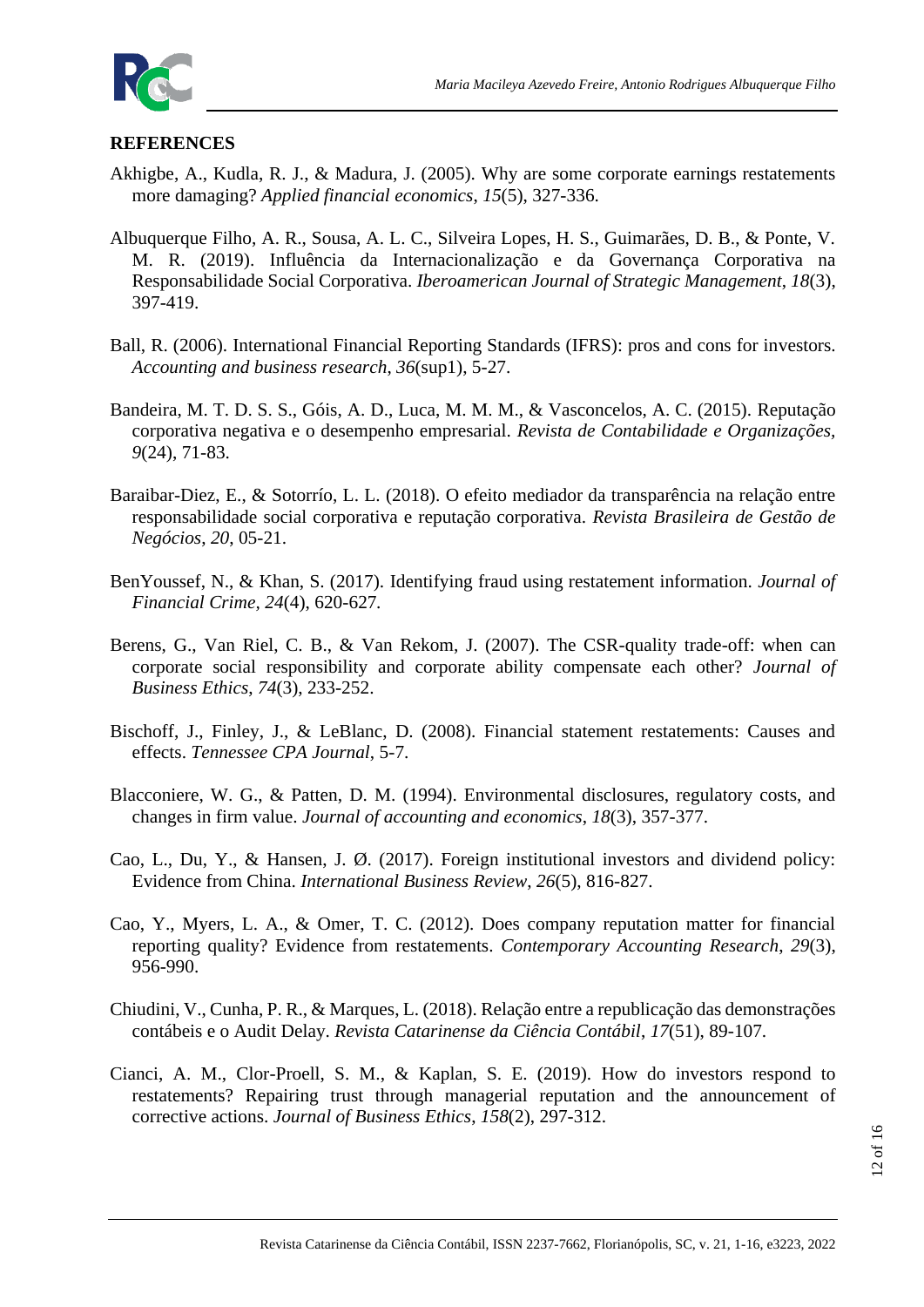## REFERENCES

Akhigbe, A., Kudla, R. J., & Madura, J. (2005). Why are some corporate earnings restatements more damaging? *Applied financial economics*, *15*(5), 327-336.

Albuquerque Filho, A. R., Sousa, A. L. C., Silveira Lopes, H. S., Guimarães, D. B., & Ponte, V. M. R. (2019). Influência da Internacionalização e da Governança Corporativa na Responsabilidade Social Corporativa. *Iberoamerican Journal of Strategic Management*, *18*(3), 397-419.

Ball, R. (2006). International Financial Reporting Standards (IFRS): pros and cons for investors. *Accounting and business research*, *36*(sup1), 5-27.

Bandeira, M. T. D. S. S., Góis, A. D., Luca, M. M. M., & Vasconcelos, A. C. (2015). Reputação corporativa negativa e o desempenho empresarial. *Revista de Contabilidade e Organizações*, *9*(24), 71-83.

Baraibar-Diez, E., & Sotorrío, L. L. (2018). O efeito mediador da transparência na relação entre responsabilidade social corporativa e reputação corporativa. *Revista Brasileira de Gestão de Negócios*, *20*, 05-21.

BenYoussef, N., & Khan, S. (2017). Identifying fraud using restatement information. *Journal of Financial Crime*, *24*(4), 620-627.

Berens, G., Van Riel, C. B., & Van Rekom, J. (2007). The CSR-quality trade-off: when can corporate social responsibility and corporate ability compensate each other? *Journal of Business Ethics*, *74*(3), 233-252.

Bischoff, J., Finley, J., & LeBlanc, D. (2008). Financial statement restatements: Causes and effects. *Tennessee CPA Journal*, 5-7.

Blacconiere, W. G., & Patten, D. M. (1994). Environmental disclosures, regulatory costs, and changes in firm value. *Journal of accounting and economics*, *18*(3), 357-377.

Cao, L., Du, Y., & Hansen, J. Ø. (2017). Foreign institutional investors and dividend policy: Evidence from China. *International Business Review*, *26*(5), 816-827.

Cao, Y., Myers, L. A., & Omer, T. C. (2012). Does company reputation matter for financial reporting quality? Evidence from restatements. *Contemporary Accounting Research*, *29*(3), 956-990.

Chiudini, V., Cunha, P. R., & Marques, L. (2018). Relação entre a republicação das demonstrações contábeis e o Audit Delay. *Revista Catarinense da Ciência Contábil*, *17*(51), 89-107.

Cianci, A. M., Clor-Proell, S. M., & Kaplan, S. E. (2019). How do investors respond to restatements? Repairing trust through managerial reputation and the announcement of corrective actions. *Journal of Business Ethics*, *158*(2), 297-312.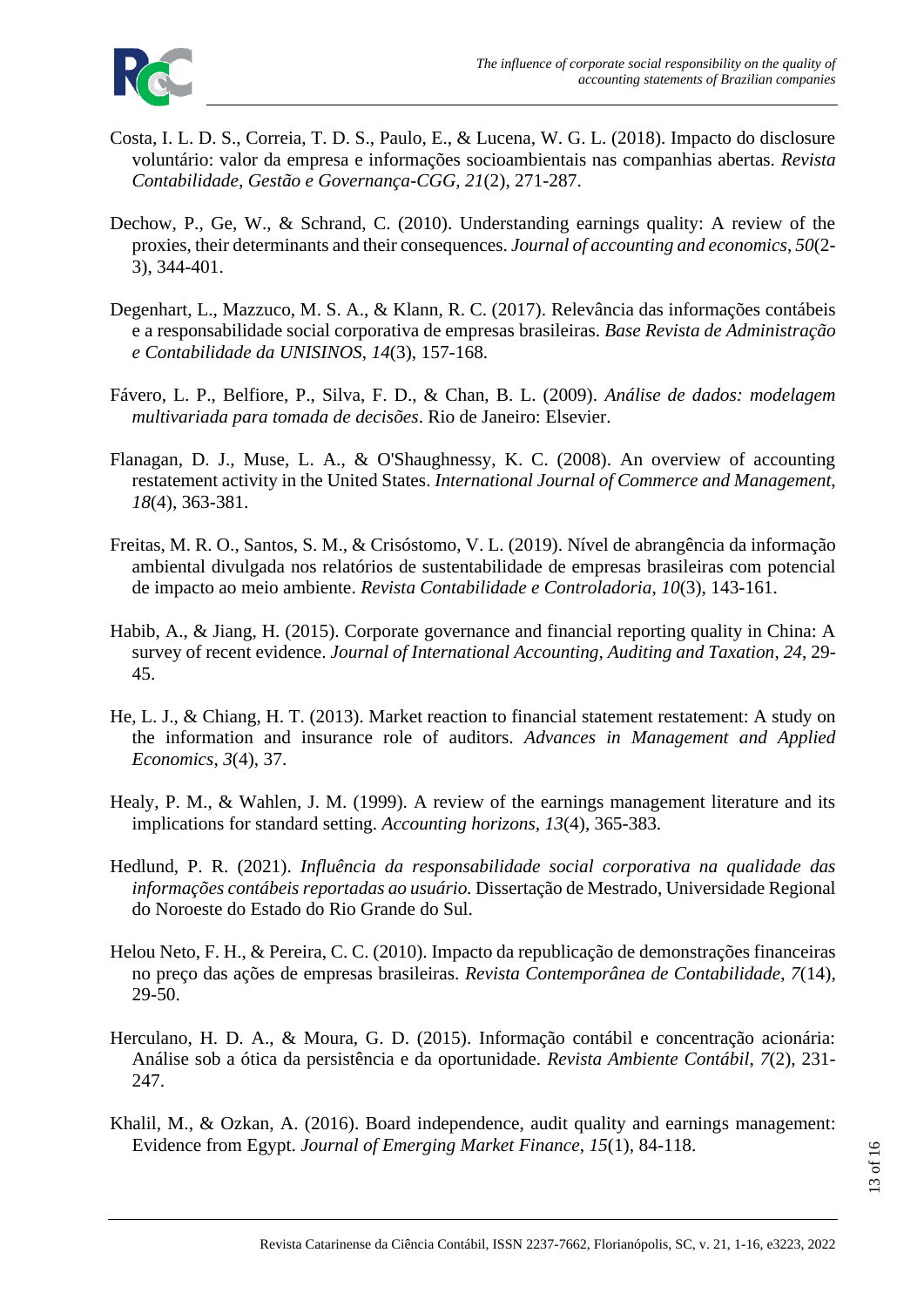Costa, I. L. D. S., Correia, T. D. S., Paulo, E., & Lucena, W. G. L. (2018). Impacto do disclosure voluntário: valor da empresa e informações socioambientais nas companhias abertas. *Revista Contabilidade, Gestão e Governança-CGG, 21*(2), 271-287.

Dechow, P., Ge, W., & Schrand, C. (2010). Understanding earnings quality: A review of the proxies, their determinants and their consequences. *Journal of accounting and economics*, *50*(2-3), 344-401.

Degenhart, L., Mazzuco, M. S. A., & Klann, R. C. (2017). Relevância das informações contábeis e a responsabilidade social corporativa de empresas brasileiras. *Base Revista de Administração e Contabilidade da UNISINOS*, *14*(3), 157-168.

Fávero, L. P., Belfiore, P., Silva, F. D., & Chan, B. L. (2009). *Análise de dados: modelagem multivariada para tomada de decisões*. Rio de Janeiro: Elsevier.

Flanagan, D. J., Muse, L. A., & O'Shaughnessy, K. C. (2008). An overview of accounting restatement activity in the United States. *International Journal of Commerce and Management*, *18*(4), 363-381.

Freitas, M. R. O., Santos, S. M., & Crisóstomo, V. L. (2019). Nível de abrangência da informação ambiental divulgada nos relatórios de sustentabilidade de empresas brasileiras com potencial de impacto ao meio ambiente. *Revista Contabilidade e Controladoria*, *10*(3), 143-161.

Habib, A., & Jiang, H. (2015). Corporate governance and financial reporting quality in China: A survey of recent evidence. *Journal of International Accounting, Auditing and Taxation*, *24*, 29-45.

He, L. J., & Chiang, H. T. (2013). Market reaction to financial statement restatement: A study on the information and insurance role of auditors. *Advances in Management and Applied Economics*, *3*(4), 37.

Healy, P. M., & Wahlen, J. M. (1999). A review of the earnings management literature and its implications for standard setting. *Accounting horizons*, *13*(4), 365-383.

Hedlund, P. R. (2021). *Influência da responsabilidade social corporativa na qualidade das informações contábeis reportadas ao usuário.* Dissertação de Mestrado, Universidade Regional do Noroeste do Estado do Rio Grande do Sul.

Helou Neto, F. H., & Pereira, C. C. (2010). Impacto da republicação de demonstrações financeiras no preço das ações de empresas brasileiras. *Revista Contemporânea de Contabilidade*, *7*(14), 29-50.

Herculano, H. D. A., & Moura, G. D. (2015). Informação contábil e concentração acionária: Análise sob a ótica da persistência e da oportunidade. *Revista Ambiente Contábil*, *7*(2), 231-247.

Khalil, M., & Ozkan, A. (2016). Board independence, audit quality and earnings management: Evidence from Egypt. *Journal of Emerging Market Finance*, *15*(1), 84-118.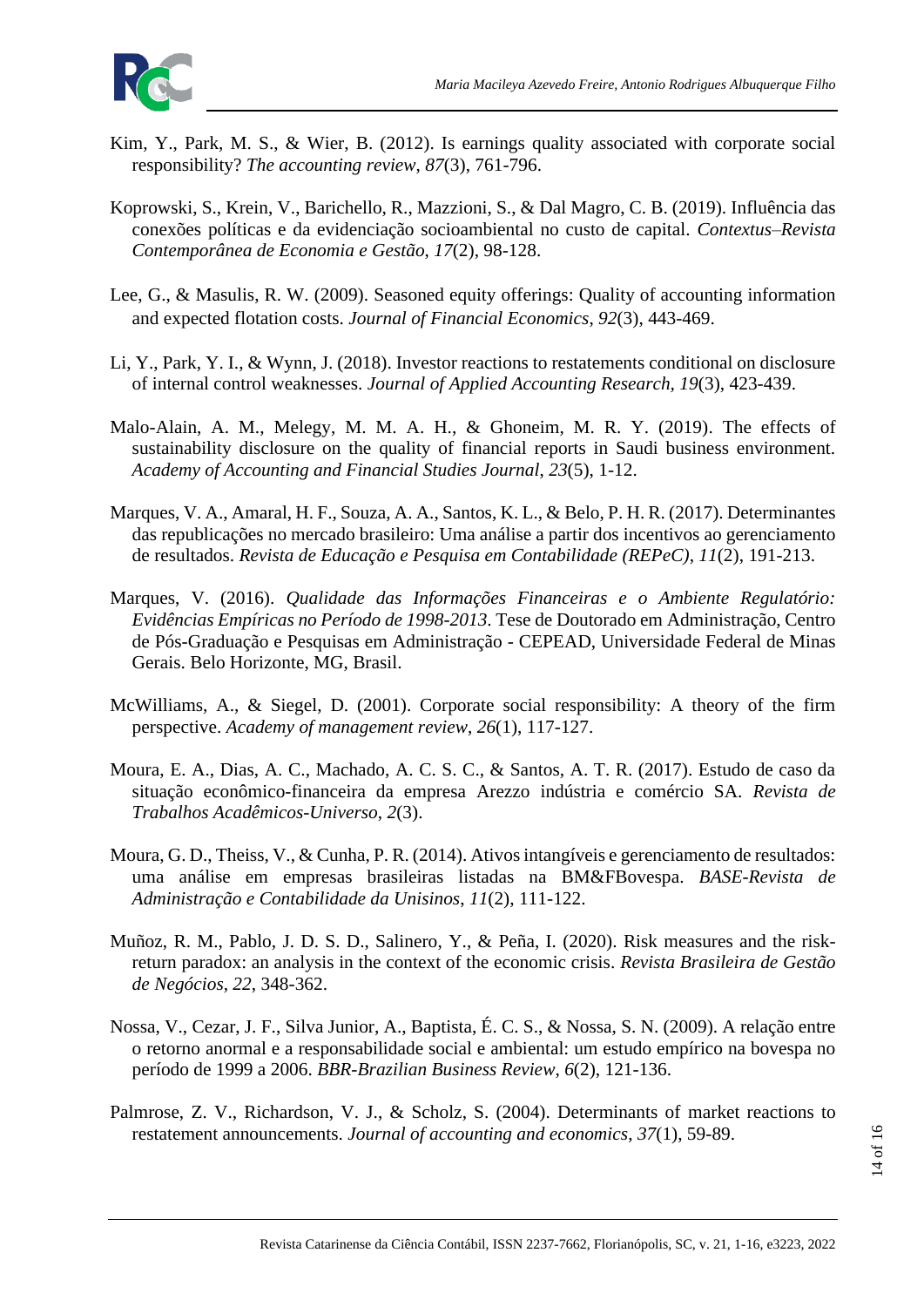Kim, Y., Park, M. S., & Wier, B. (2012). Is earnings quality associated with corporate social responsibility? *The accounting review*, *87*(3), 761-796.

Koprowski, S., Krein, V., Barichello, R., Mazzioni, S., & Dal Magro, C. B. (2019). Influência das conexões políticas e da evidenciação socioambiental no custo de capital. *Contextus–Revista Contemporânea de Economia e Gestão*, *17*(2), 98-128.

Lee, G., & Masulis, R. W. (2009). Seasoned equity offerings: Quality of accounting information and expected flotation costs. *Journal of Financial Economics*, *92*(3), 443-469.

Li, Y., Park, Y. I., & Wynn, J. (2018). Investor reactions to restatements conditional on disclosure of internal control weaknesses. *Journal of Applied Accounting Research*, *19*(3), 423-439.

Malo-Alain, A. M., Melegy, M. M. A. H., & Ghoneim, M. R. Y. (2019). The effects of sustainability disclosure on the quality of financial reports in Saudi business environment. *Academy of Accounting and Financial Studies Journal*, *23*(5), 1-12.

Marques, V. A., Amaral, H. F., Souza, A. A., Santos, K. L., & Belo, P. H. R. (2017). Determinantes das republicações no mercado brasileiro: Uma análise a partir dos incentivos ao gerenciamento de resultados. *Revista de Educação e Pesquisa em Contabilidade (REPeC)*, *11*(2), 191-213.

Marques, V. (2016). *Qualidade das Informações Financeiras e o Ambiente Regulatório: Evidências Empíricas no Período de 1998-2013*. Tese de Doutorado em Administração, Centro de Pós-Graduação e Pesquisas em Administração - CEPEAD, Universidade Federal de Minas Gerais. Belo Horizonte, MG, Brasil.

McWilliams, A., & Siegel, D. (2001). Corporate social responsibility: A theory of the firm perspective. *Academy of management review*, *26*(1), 117-127.

Moura, E. A., Dias, A. C., Machado, A. C. S. C., & Santos, A. T. R. (2017). Estudo de caso da situação econômico-financeira da empresa Arezzo indústria e comércio SA. *Revista de Trabalhos Acadêmicos-Universo*, *2*(3).

Moura, G. D., Theiss, V., & Cunha, P. R. (2014). Ativos intangíveis e gerenciamento de resultados: uma análise em empresas brasileiras listadas na BM&FBovespa. *BASE-Revista de Administração e Contabilidade da Unisinos*, *11*(2), 111-122.

Muñoz, R. M., Pablo, J. D. S. D., Salinero, Y., & Peña, I. (2020). Risk measures and the risk-return paradox: an analysis in the context of the economic crisis. *Revista Brasileira de Gestão de Negócios*, *22*, 348-362.

Nossa, V., Cezar, J. F., Silva Junior, A., Baptista, É. C. S., & Nossa, S. N. (2009). A relação entre o retorno anormal e a responsabilidade social e ambiental: um estudo empírico na bovespa no período de 1999 a 2006. *BBR-Brazilian Business Review*, *6*(2), 121-136.

Palmrose, Z. V., Richardson, V. J., & Scholz, S. (2004). Determinants of market reactions to restatement announcements. *Journal of accounting and economics*, *37*(1), 59-89.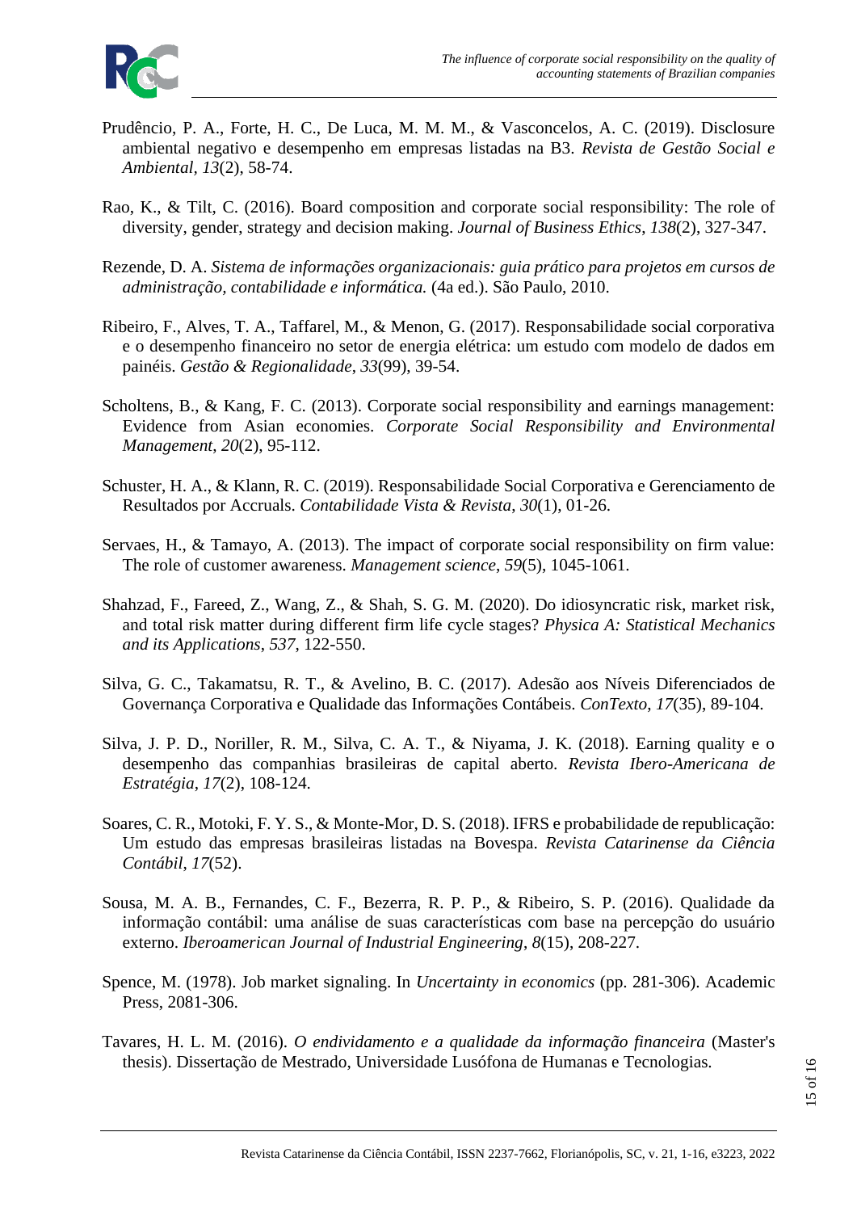Prudêncio, P. A., Forte, H. C., De Luca, M. M. M., & Vasconcelos, A. C. (2019). Disclosure ambiental negativo e desempenho em empresas listadas na B3. *Revista de Gestão Social e Ambiental*, *13*(2), 58-74.

Rao, K., & Tilt, C. (2016). Board composition and corporate social responsibility: The role of diversity, gender, strategy and decision making. *Journal of Business Ethics*, *138*(2), 327-347.

Rezende, D. A. *Sistema de informações organizacionais: guia prático para projetos em cursos de administração, contabilidade e informática.* (4a ed.). São Paulo, 2010.

Ribeiro, F., Alves, T. A., Taffarel, M., & Menon, G. (2017). Responsabilidade social corporativa e o desempenho financeiro no setor de energia elétrica: um estudo com modelo de dados em painéis. *Gestão & Regionalidade*, *33*(99), 39-54.

Scholtens, B., & Kang, F. C. (2013). Corporate social responsibility and earnings management: Evidence from Asian economies. *Corporate Social Responsibility and Environmental Management*, *20*(2), 95-112.

Schuster, H. A., & Klann, R. C. (2019). Responsabilidade Social Corporativa e Gerenciamento de Resultados por Accruals. *Contabilidade Vista & Revista*, *30*(1), 01-26.

Servaes, H., & Tamayo, A. (2013). The impact of corporate social responsibility on firm value: The role of customer awareness. *Management science*, *59*(5), 1045-1061.

Shahzad, F., Fareed, Z., Wang, Z., & Shah, S. G. M. (2020). Do idiosyncratic risk, market risk, and total risk matter during different firm life cycle stages? *Physica A: Statistical Mechanics and its Applications*, *537*, 122-550.

Silva, G. C., Takamatsu, R. T., & Avelino, B. C. (2017). Adesão aos Níveis Diferenciados de Governança Corporativa e Qualidade das Informações Contábeis. *ConTexto*, *17*(35), 89-104.

Silva, J. P. D., Noriller, R. M., Silva, C. A. T., & Niyama, J. K. (2018). Earning quality e o desempenho das companhias brasileiras de capital aberto. *Revista Ibero-Americana de Estratégia*, *17*(2), 108-124.

Soares, C. R., Motoki, F. Y. S., & Monte-Mor, D. S. (2018). IFRS e probabilidade de republicação: Um estudo das empresas brasileiras listadas na Bovespa. *Revista Catarinense da Ciência Contábil*, *17*(52).

Sousa, M. A. B., Fernandes, C. F., Bezerra, R. P. P., & Ribeiro, S. P. (2016). Qualidade da informação contábil: uma análise de suas características com base na percepção do usuário externo. *Iberoamerican Journal of Industrial Engineering*, *8*(15), 208-227.

Spence, M. (1978). Job market signaling. In *Uncertainty in economics* (pp. 281-306). Academic Press, 2081-306.

Tavares, H. L. M. (2016). *O endividamento e a qualidade da informação financeira* (Master's thesis). Dissertação de Mestrado, Universidade Lusófona de Humanas e Tecnologias.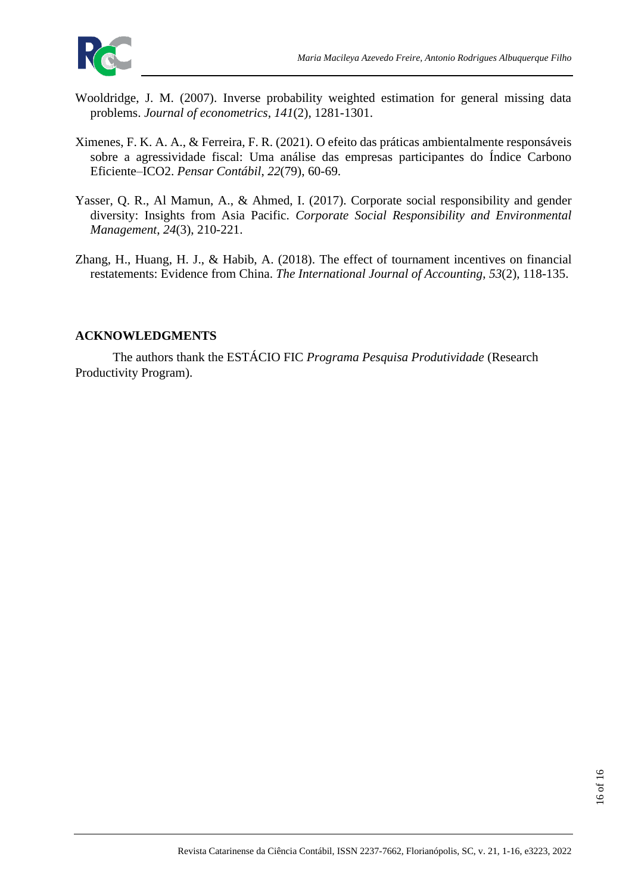Wooldridge, J. M. (2007). Inverse probability weighted estimation for general missing data problems. *Journal of econometrics*, *141*(2), 1281-1301.

Ximenes, F. K. A. A., & Ferreira, F. R. (2021). O efeito das práticas ambientalmente responsáveis sobre a agressividade fiscal: Uma análise das empresas participantes do Índice Carbono Eficiente–ICO2. *Pensar Contábil*, *22*(79), 60-69.

Yasser, Q. R., Al Mamun, A., & Ahmed, I. (2017). Corporate social responsibility and gender diversity: Insights from Asia Pacific. *Corporate Social Responsibility and Environmental Management*, *24*(3), 210-221.

Zhang, H., Huang, H. J., & Habib, A. (2018). The effect of tournament incentives on financial restatements: Evidence from China. *The International Journal of Accounting*, *53*(2), 118-135.

## ACKNOWLEDGMENTS

The authors thank the ESTÁCIO FIC *Programa Pesquisa Produtividade* (Research Productivity Program).